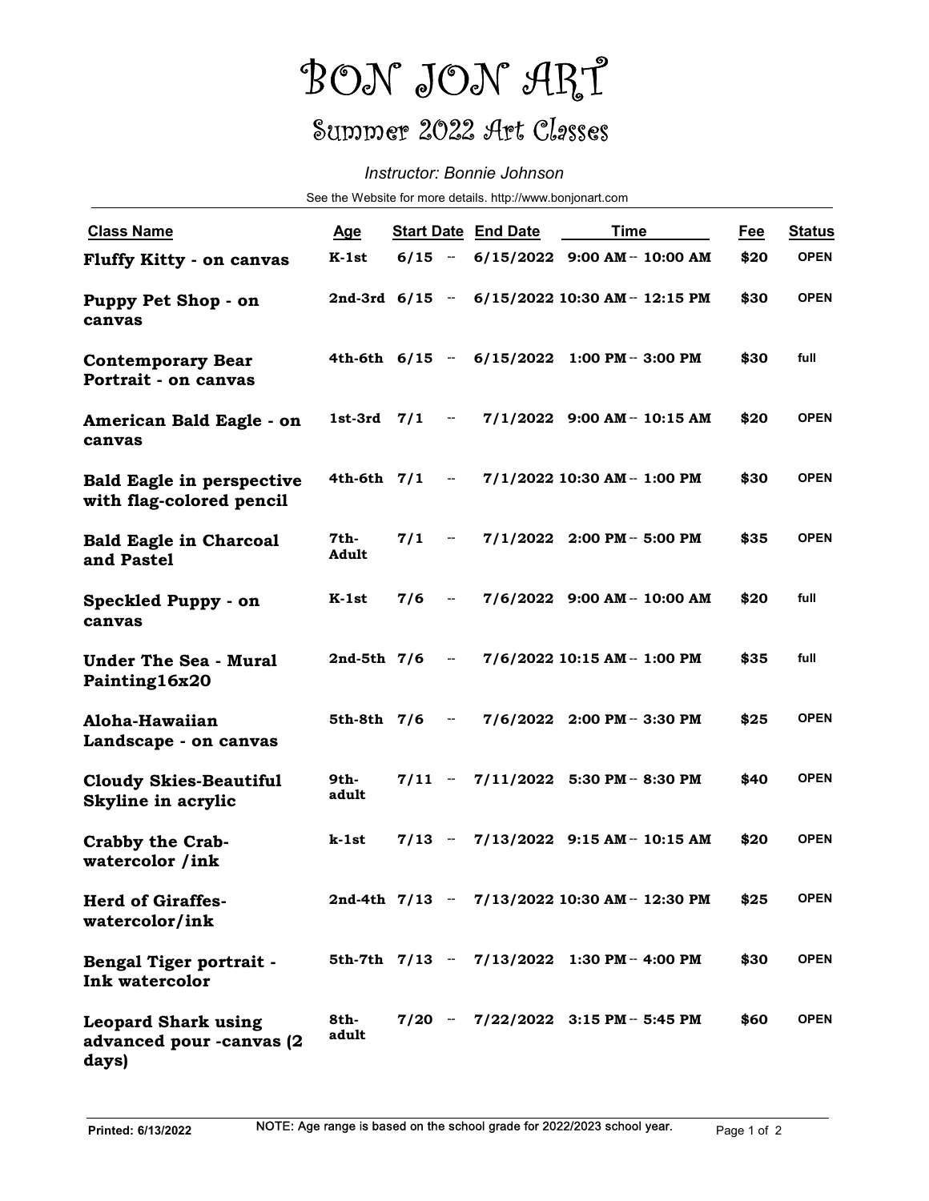# BON JON ART

## Summer 2022 Art Classes

*Instructor: Bonnie Johnson*

See the Website for more details. http://www.bonjonart.com

| Class Name | Age | Start Date | End Date | Time | Fee | Status |
|---|---|---|---|---|---|---|
| **Fluffy Kitty - on canvas** | K-1st | 6/15 -- | 6/15/2022 | 9:00 AM -- 10:00 AM | $20 | OPEN |
| **Puppy Pet Shop - on canvas** | 2nd-3rd | 6/15 -- | 6/15/2022 | 10:30 AM -- 12:15 PM | $30 | OPEN |
| **Contemporary Bear Portrait - on canvas** | 4th-6th | 6/15 -- | 6/15/2022 | 1:00 PM -- 3:00 PM | $30 | full |
| **American Bald Eagle - on canvas** | 1st-3rd | 7/1 -- | 7/1/2022 | 9:00 AM -- 10:15 AM | $20 | OPEN |
| **Bald Eagle in perspective with flag-colored pencil** | 4th-6th | 7/1 -- | 7/1/2022 | 10:30 AM -- 1:00 PM | $30 | OPEN |
| **Bald Eagle in Charcoal and Pastel** | 7th-Adult | 7/1 -- | 7/1/2022 | 2:00 PM -- 5:00 PM | $35 | OPEN |
| **Speckled Puppy - on canvas** | K-1st | 7/6 -- | 7/6/2022 | 9:00 AM -- 10:00 AM | $20 | full |
| **Under The Sea - Mural Painting16x20** | 2nd-5th | 7/6 -- | 7/6/2022 | 10:15 AM -- 1:00 PM | $35 | full |
| **Aloha-Hawaiian Landscape - on canvas** | 5th-8th | 7/6 -- | 7/6/2022 | 2:00 PM -- 3:30 PM | $25 | OPEN |
| **Cloudy Skies-Beautiful Skyline in acrylic** | 9th-adult | 7/11 -- | 7/11/2022 | 5:30 PM -- 8:30 PM | $40 | OPEN |
| **Crabby the Crab-watercolor /ink** | k-1st | 7/13 -- | 7/13/2022 | 9:15 AM -- 10:15 AM | $20 | OPEN |
| **Herd of Giraffes-watercolor/ink** | 2nd-4th | 7/13 -- | 7/13/2022 | 10:30 AM -- 12:30 PM | $25 | OPEN |
| **Bengal Tiger portrait - Ink watercolor** | 5th-7th | 7/13 -- | 7/13/2022 | 1:30 PM -- 4:00 PM | $30 | OPEN |
| **Leopard Shark using advanced pour -canvas (2 days)** | 8th-adult | 7/20 -- | 7/22/2022 | 3:15 PM -- 5:45 PM | $60 | OPEN |

**Printed: 6/13/2022**

NOTE: Age range is based on the school grade for 2022/2023 school year.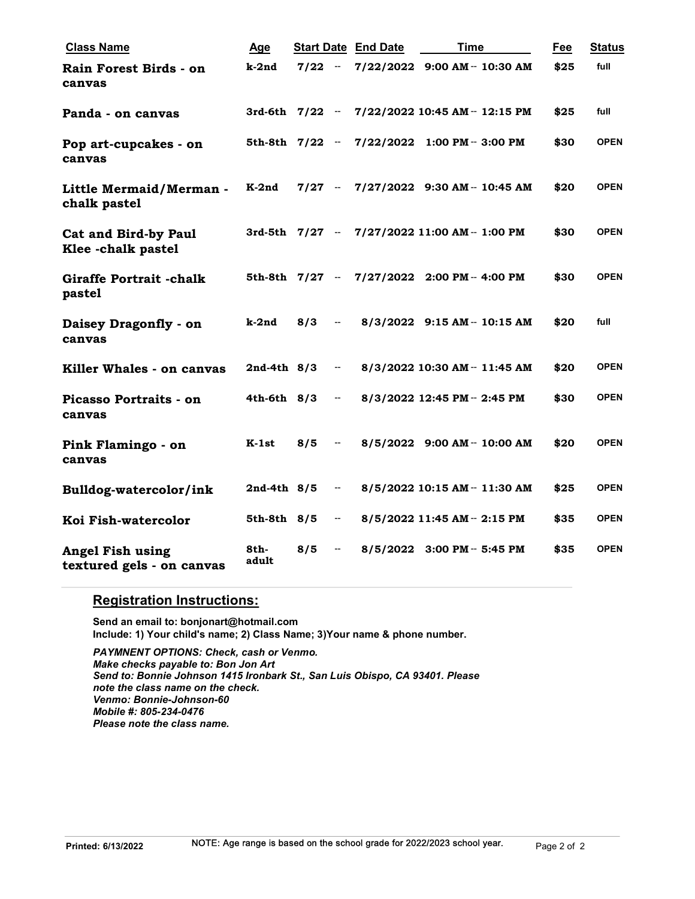| Class Name | Age | Start Date | End Date | Time | Fee | Status |
|---|---|---|---|---|---|---|
| Rain Forest Birds - on canvas | k-2nd | 7/22 -- | 7/22/2022 | 9:00 AM -- 10:30 AM | $25 | full |
| Panda - on canvas | 3rd-6th | 7/22 -- | 7/22/2022 | 10:45 AM -- 12:15 PM | $25 | full |
| Pop art-cupcakes - on canvas | 5th-8th | 7/22 -- | 7/22/2022 | 1:00 PM -- 3:00 PM | $30 | OPEN |
| Little Mermaid/Merman - chalk pastel | K-2nd | 7/27 -- | 7/27/2022 | 9:30 AM -- 10:45 AM | $20 | OPEN |
| Cat and Bird-by Paul Klee -chalk pastel | 3rd-5th | 7/27 -- | 7/27/2022 | 11:00 AM -- 1:00 PM | $30 | OPEN |
| Giraffe Portrait -chalk pastel | 5th-8th | 7/27 -- | 7/27/2022 | 2:00 PM -- 4:00 PM | $30 | OPEN |
| Daisey Dragonfly - on canvas | k-2nd | 8/3 -- | 8/3/2022 | 9:15 AM -- 10:15 AM | $20 | full |
| Killer Whales - on canvas | 2nd-4th | 8/3 -- | 8/3/2022 | 10:30 AM -- 11:45 AM | $20 | OPEN |
| Picasso Portraits - on canvas | 4th-6th | 8/3 -- | 8/3/2022 | 12:45 PM -- 2:45 PM | $30 | OPEN |
| Pink Flamingo - on canvas | K-1st | 8/5 -- | 8/5/2022 | 9:00 AM -- 10:00 AM | $20 | OPEN |
| Bulldog-watercolor/ink | 2nd-4th | 8/5 -- | 8/5/2022 | 10:15 AM -- 11:30 AM | $25 | OPEN |
| Koi Fish-watercolor | 5th-8th | 8/5 -- | 8/5/2022 | 11:45 AM -- 2:15 PM | $35 | OPEN |
| Angel Fish using textured gels - on canvas | 8th-adult | 8/5 -- | 8/5/2022 | 3:00 PM -- 5:45 PM | $35 | OPEN |

## Registration Instructions:

**Send an email to: bonjonart@hotmail.com**
**Include: 1) Your child's name; 2) Class Name; 3)Your name & phone number.**

***PAYMNENT OPTIONS: Check, cash or Venmo.***
***Make checks payable to: Bon Jon Art***
***Send to: Bonnie Johnson 1415 Ironbark St., San Luis Obispo, CA 93401. Please note the class name on the check.***
***Venmo: Bonnie-Johnson-60***
***Mobile #: 805-234-0476***
***Please note the class name.***

**Printed: 6/13/2022** NOTE: Age range is based on the school grade for 2022/2023 school year.